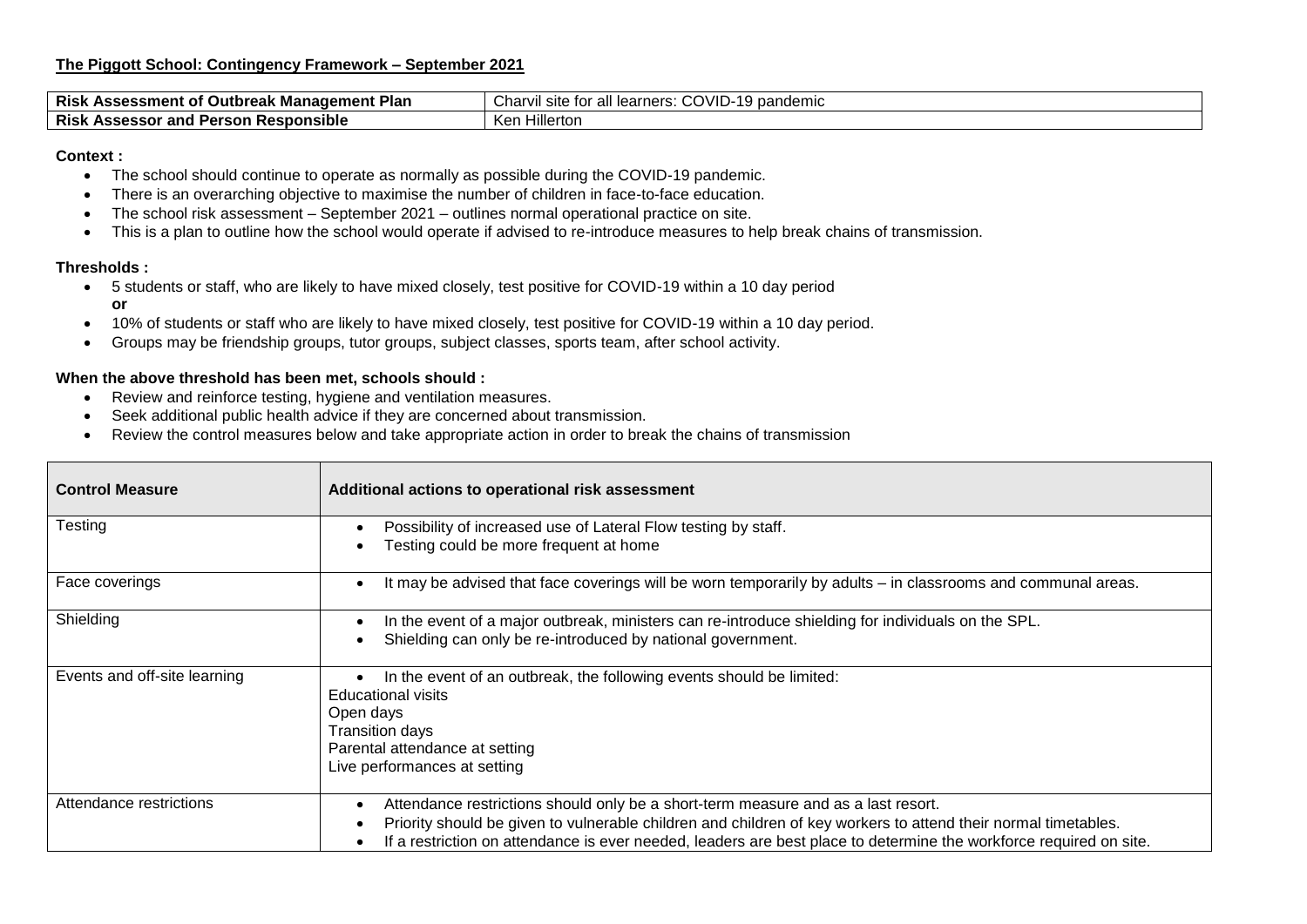**The Piggott School: Contingency Framework – September 2021**

| **Risk Assessment of Outbreak Management Plan** | Charvil site for all learners: COVID-19 pandemic |
|---|---|
| **Risk Assessor and Person Responsible** | Ken Hillerton |

**Context :**

- The school should continue to operate as normally as possible during the COVID-19 pandemic.
- There is an overarching objective to maximise the number of children in face-to-face education.
- The school risk assessment – September 2021 – outlines normal operational practice on site.
- This is a plan to outline how the school would operate if advised to re-introduce measures to help break chains of transmission.

**Thresholds :**

- 5 students or staff, who are likely to have mixed closely, test positive for COVID-19 within a 10 day period
  **or**
- 10% of students or staff who are likely to have mixed closely, test positive for COVID-19 within a 10 day period.
- Groups may be friendship groups, tutor groups, subject classes, sports team, after school activity.

**When the above threshold has been met, schools should :**

- Review and reinforce testing, hygiene and ventilation measures.
- Seek additional public health advice if they are concerned about transmission.
- Review the control measures below and take appropriate action in order to break the chains of transmission

| **Control Measure** | **Additional actions to operational risk assessment** |
|---|---|
| Testing | • Possibility of increased use of Lateral Flow testing by staff.<br>• Testing could be more frequent at home |
| Face coverings | • It may be advised that face coverings will be worn temporarily by adults – in classrooms and communal areas. |
| Shielding | • In the event of a major outbreak, ministers can re-introduce shielding for individuals on the SPL.<br>• Shielding can only be re-introduced by national government. |
| Events and off-site learning | • In the event of an outbreak, the following events should be limited:<br>Educational visits<br>Open days<br>Transition days<br>Parental attendance at setting<br>Live performances at setting |
| Attendance restrictions | • Attendance restrictions should only be a short-term measure and as a last resort.<br>• Priority should be given to vulnerable children and children of key workers to attend their normal timetables.<br>• If a restriction on attendance is ever needed, leaders are best place to determine the workforce required on site. |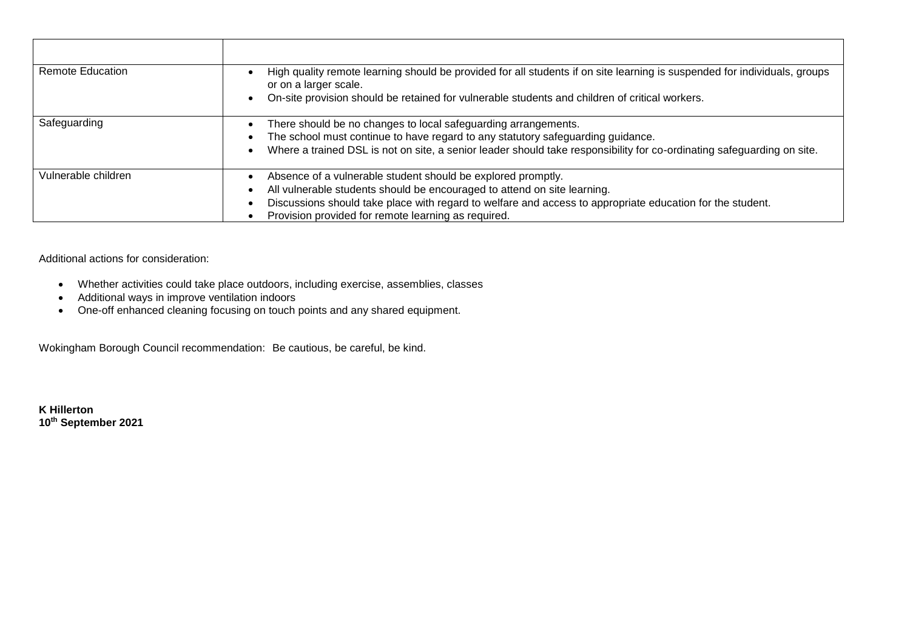| | |
|---|---|
| Remote Education | • High quality remote learning should be provided for all students if on site learning is suspended for individuals, groups or on a larger scale.<br>• On-site provision should be retained for vulnerable students and children of critical workers. |
| Safeguarding | • There should be no changes to local safeguarding arrangements.<br>• The school must continue to have regard to any statutory safeguarding guidance.<br>• Where a trained DSL is not on site, a senior leader should take responsibility for co-ordinating safeguarding on site. |
| Vulnerable children | • Absence of a vulnerable student should be explored promptly.<br>• All vulnerable students should be encouraged to attend on site learning.<br>• Discussions should take place with regard to welfare and access to appropriate education for the student.<br>• Provision provided for remote learning as required. |

Additional actions for consideration:

- Whether activities could take place outdoors, including exercise, assemblies, classes
- Additional ways in improve ventilation indoors
- One-off enhanced cleaning focusing on touch points and any shared equipment.

Wokingham Borough Council recommendation: Be cautious, be careful, be kind.

**K Hillerton**
**10th September 2021**